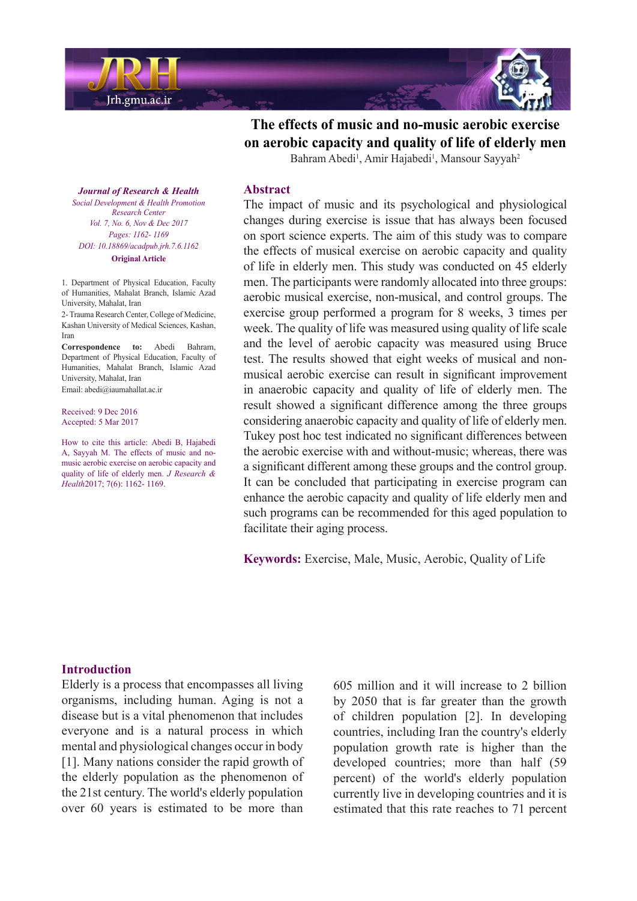# The effects of music and no-music aerobic exercise on aerobic capacity and quality of life of elderly men

Bahram Abedi[1], Amir Hajabedi[1], Mansour Sayyah[2]

*Journal of Research & Health*
*Social Development & Health Promotion Research Center*
*Vol. 7, No. 6, Nov & Dec 2017*
*Pages: 1162- 1169*
*DOI: 10.18869/acadpub.jrh.7.6.1162*
**Original Article**

1. Department of Physical Education, Faculty of Humanities, Mahalat Branch, Islamic Azad University, Mahalat, Iran
2- Trauma Research Center, College of Medicine, Kashan University of Medical Sciences, Kashan, Iran

**Correspondence to:** Abedi Bahram, Department of Physical Education, Faculty of Humanities, Mahalat Branch, Islamic Azad University, Mahalat, Iran
Email: abedi@iaumahallat.ac.ir

Received: 9 Dec 2016
Accepted: 5 Mar 2017

How to cite this article: Abedi B, Hajabedi A, Sayyah M. The effects of music and no-music aerobic exercise on aerobic capacity and quality of life of elderly men. *J Research & Health*2017; 7(6): 1162- 1169.

## Abstract

The impact of music and its psychological and physiological changes during exercise is issue that has always been focused on sport science experts. The aim of this study was to compare the effects of musical exercise on aerobic capacity and quality of life in elderly men. This study was conducted on 45 elderly men. The participants were randomly allocated into three groups: aerobic musical exercise, non-musical, and control groups. The exercise group performed a program for 8 weeks, 3 times per week. The quality of life was measured using quality of life scale and the level of aerobic capacity was measured using Bruce test. The results showed that eight weeks of musical and non-musical aerobic exercise can result in significant improvement in anaerobic capacity and quality of life of elderly men. The result showed a significant difference among the three groups considering anaerobic capacity and quality of life of elderly men. Tukey post hoc test indicated no significant differences between the aerobic exercise with and without-music; whereas, there was a significant different among these groups and the control group. It can be concluded that participating in exercise program can enhance the aerobic capacity and quality of life elderly men and such programs can be recommended for this aged population to facilitate their aging process.

**Keywords:** Exercise, Male, Music, Aerobic, Quality of Life

## Introduction

Elderly is a process that encompasses all living organisms, including human. Aging is not a disease but is a vital phenomenon that includes everyone and is a natural process in which mental and physiological changes occur in body [1]. Many nations consider the rapid growth of the elderly population as the phenomenon of the 21st century. The world's elderly population over 60 years is estimated to be more than 605 million and it will increase to 2 billion by 2050 that is far greater than the growth of children population [2]. In developing countries, including Iran the country's elderly population growth rate is higher than the developed countries; more than half (59 percent) of the world's elderly population currently live in developing countries and it is estimated that this rate reaches to 71 percent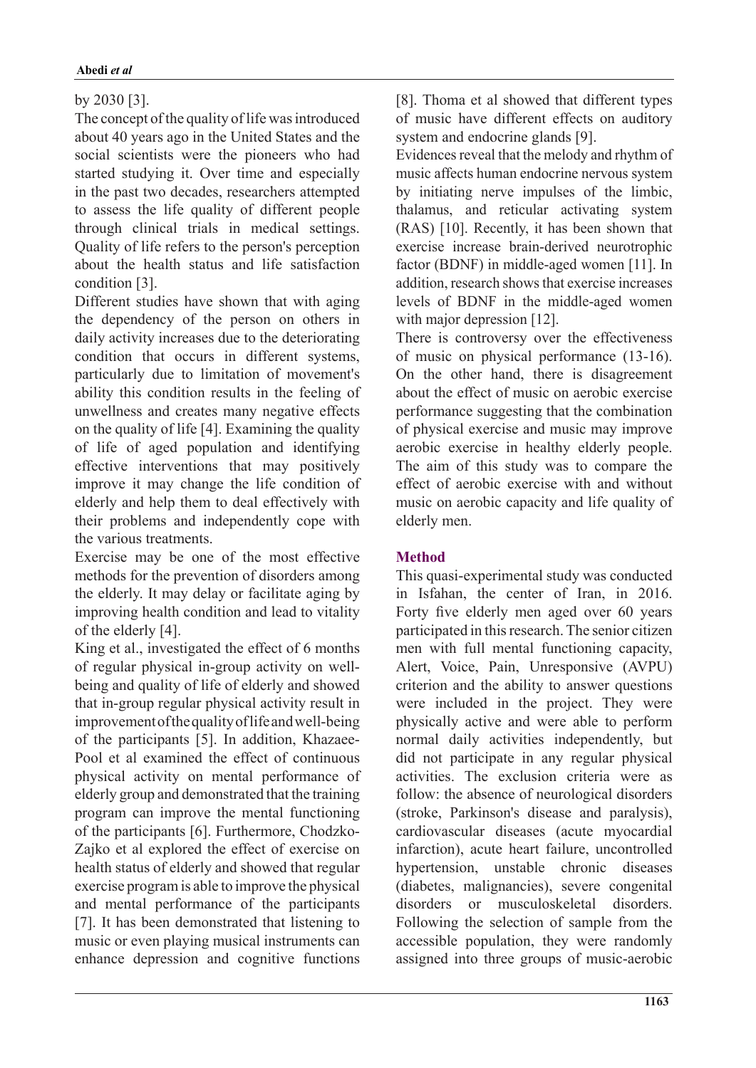by 2030 [3].

The concept of the quality of life was introduced about 40 years ago in the United States and the social scientists were the pioneers who had started studying it. Over time and especially in the past two decades, researchers attempted to assess the life quality of different people through clinical trials in medical settings. Quality of life refers to the person's perception about the health status and life satisfaction condition [3].

Different studies have shown that with aging the dependency of the person on others in daily activity increases due to the deteriorating condition that occurs in different systems, particularly due to limitation of movement's ability this condition results in the feeling of unwellness and creates many negative effects on the quality of life [4]. Examining the quality of life of aged population and identifying effective interventions that may positively improve it may change the life condition of elderly and help them to deal effectively with their problems and independently cope with the various treatments.

Exercise may be one of the most effective methods for the prevention of disorders among the elderly. It may delay or facilitate aging by improving health condition and lead to vitality of the elderly [4].

King et al., investigated the effect of 6 months of regular physical in-group activity on well-being and quality of life of elderly and showed that in-group regular physical activity result in improvement of the quality of life and well-being of the participants [5]. In addition, Khazaee-Pool et al examined the effect of continuous physical activity on mental performance of elderly group and demonstrated that the training program can improve the mental functioning of the participants [6]. Furthermore, Chodzko-Zajko et al explored the effect of exercise on health status of elderly and showed that regular exercise program is able to improve the physical and mental performance of the participants [7]. It has been demonstrated that listening to music or even playing musical instruments can enhance depression and cognitive functions [8]. Thoma et al showed that different types of music have different effects on auditory system and endocrine glands [9].

Evidences reveal that the melody and rhythm of music affects human endocrine nervous system by initiating nerve impulses of the limbic, thalamus, and reticular activating system (RAS) [10]. Recently, it has been shown that exercise increase brain-derived neurotrophic factor (BDNF) in middle-aged women [11]. In addition, research shows that exercise increases levels of BDNF in the middle-aged women with major depression [12].

There is controversy over the effectiveness of music on physical performance (13-16). On the other hand, there is disagreement about the effect of music on aerobic exercise performance suggesting that the combination of physical exercise and music may improve aerobic exercise in healthy elderly people. The aim of this study was to compare the effect of aerobic exercise with and without music on aerobic capacity and life quality of elderly men.

## Method

This quasi-experimental study was conducted in Isfahan, the center of Iran, in 2016. Forty five elderly men aged over 60 years participated in this research. The senior citizen men with full mental functioning capacity, Alert, Voice, Pain, Unresponsive (AVPU) criterion and the ability to answer questions were included in the project. They were physically active and were able to perform normal daily activities independently, but did not participate in any regular physical activities. The exclusion criteria were as follow: the absence of neurological disorders (stroke, Parkinson's disease and paralysis), cardiovascular diseases (acute myocardial infarction), acute heart failure, uncontrolled hypertension, unstable chronic diseases (diabetes, malignancies), severe congenital disorders or musculoskeletal disorders. Following the selection of sample from the accessible population, they were randomly assigned into three groups of music-aerobic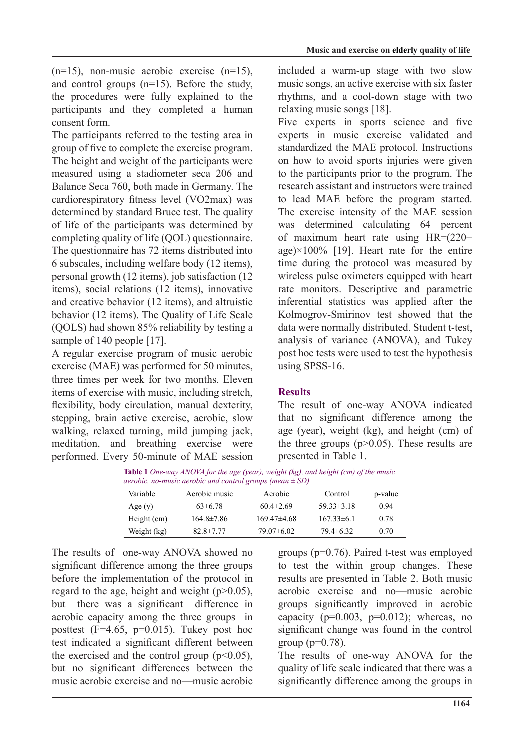(n=15), non-music aerobic exercise (n=15), and control groups (n=15). Before the study, the procedures were fully explained to the participants and they completed a human consent form.

The participants referred to the testing area in group of five to complete the exercise program. The height and weight of the participants were measured using a stadiometer seca 206 and Balance Seca 760, both made in Germany. The cardiorespiratory fitness level (VO2max) was determined by standard Bruce test. The quality of life of the participants was determined by completing quality of life (QOL) questionnaire. The questionnaire has 72 items distributed into 6 subscales, including welfare body (12 items), personal growth (12 items), job satisfaction (12 items), social relations (12 items), innovative and creative behavior (12 items), and altruistic behavior (12 items). The Quality of Life Scale (QOLS) had shown 85% reliability by testing a sample of 140 people [17].

A regular exercise program of music aerobic exercise (MAE) was performed for 50 minutes, three times per week for two months. Eleven items of exercise with music, including stretch, flexibility, body circulation, manual dexterity, stepping, brain active exercise, aerobic, slow walking, relaxed turning, mild jumping jack, meditation, and breathing exercise were performed. Every 50-minute of MAE session included a warm-up stage with two slow music songs, an active exercise with six faster rhythms, and a cool-down stage with two relaxing music songs [18].

Five experts in sports science and five experts in music exercise validated and standardized the MAE protocol. Instructions on how to avoid sports injuries were given to the participants prior to the program. The research assistant and instructors were trained to lead MAE before the program started. The exercise intensity of the MAE session was determined calculating 64 percent of maximum heart rate using HR=(220−age)×100% [19]. Heart rate for the entire time during the protocol was measured by wireless pulse oximeters equipped with heart rate monitors. Descriptive and parametric inferential statistics was applied after the Kolmogrov-Smirinov test showed that the data were normally distributed. Student t-test, analysis of variance (ANOVA), and Tukey post hoc tests were used to test the hypothesis using SPSS-16.

## Results

The result of one-way ANOVA indicated that no significant difference among the age (year), weight (kg), and height (cm) of the three groups ($p>0.05$). These results are presented in Table 1.

**Table 1** *One-way ANOVA for the age (year), weight (kg), and height (cm) of the music aerobic, no-music aerobic and control groups (mean ± SD)*

| Variable | Aerobic music | Aerobic | Control | p-value |
|---|---|---|---|---|
| Age (y) | 63±6.78 | 60.4±2.69 | 59.33±3.18 | 0.94 |
| Height (cm) | 164.8±7.86 | 169.47±4.68 | 167.33±6.1 | 0.78 |
| Weight (kg) | 82.8±7.77 | 79.07±6.02 | 79.4±6.32 | 0.70 |

The results of one-way ANOVA showed no significant difference among the three groups before the implementation of the protocol in regard to the age, height and weight ($p>0.05$), but there was a significant difference in aerobic capacity among the three groups in posttest ($F=4.65$, $p=0.015$). Tukey post hoc test indicated a significant different between the exercised and the control group ($p<0.05$), but no significant differences between the music aerobic exercise and no—music aerobic groups ($p=0.76$). Paired t-test was employed to test the within group changes. These results are presented in Table 2. Both music aerobic exercise and no—music aerobic groups significantly improved in aerobic capacity ($p=0.003$, $p=0.012$); whereas, no significant change was found in the control group ($p=0.78$).

The results of one-way ANOVA for the quality of life scale indicated that there was a significantly difference among the groups in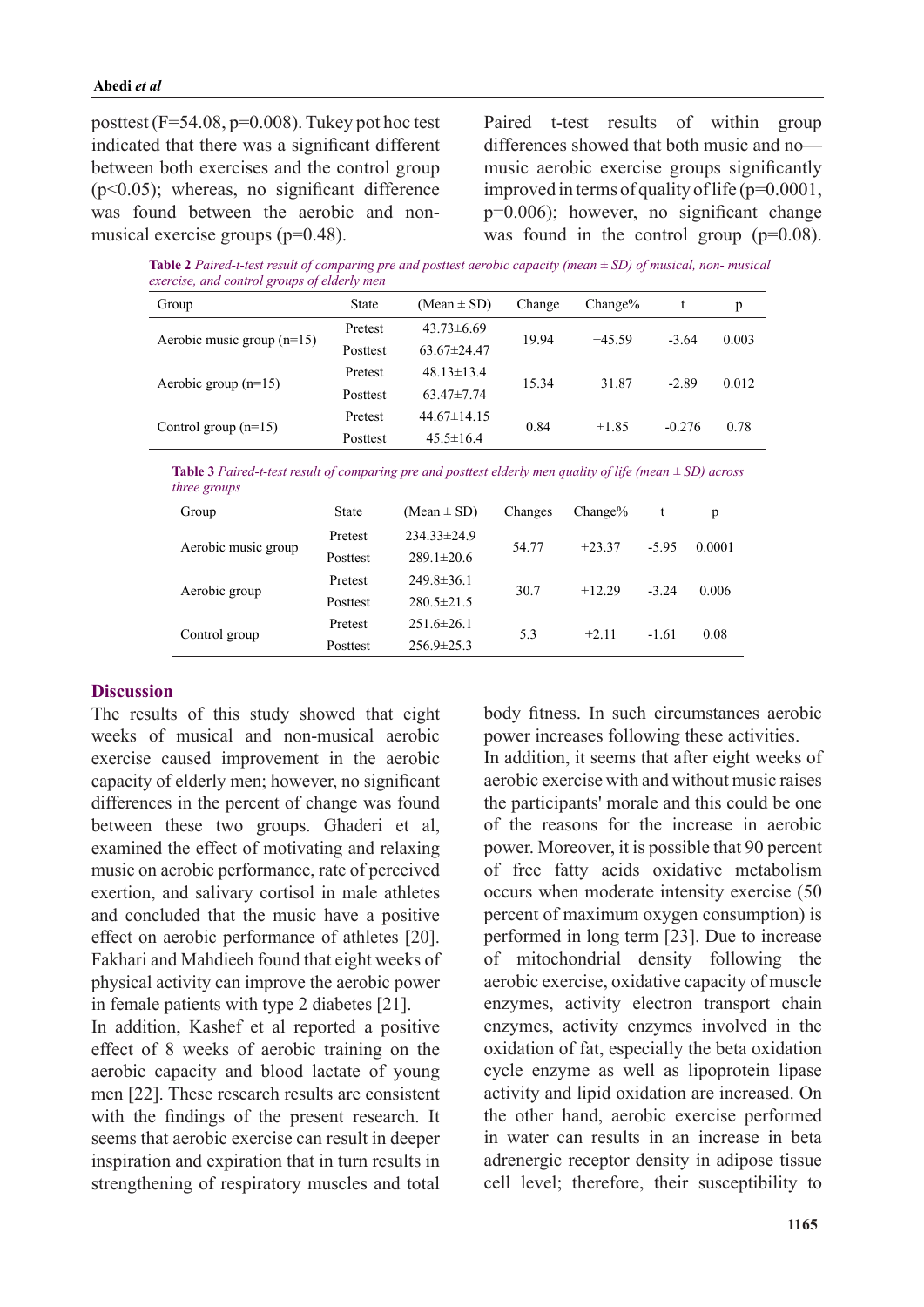posttest (F=54.08, p=0.008). Tukey pot hoc test indicated that there was a significant different between both exercises and the control group (p<0.05); whereas, no significant difference was found between the aerobic and non-musical exercise groups (p=0.48).

Paired t-test results of within group differences showed that both music and no—music aerobic exercise groups significantly improved in terms of quality of life (p=0.0001, p=0.006); however, no significant change was found in the control group (p=0.08).

**Table 2** *Paired-t-test result of comparing pre and posttest aerobic capacity (mean ± SD) of musical, non- musical exercise, and control groups of elderly men*

| Group | State | (Mean ± SD) | Change | Change% | t | p |
|---|---|---|---|---|---|---|
| Aerobic music group (n=15) | Pretest | 43.73±6.69 | 19.94 | +45.59 | -3.64 | 0.003 |
| | Posttest | 63.67±24.47 | | | | |
| Aerobic group (n=15) | Pretest | 48.13±13.4 | 15.34 | +31.87 | -2.89 | 0.012 |
| | Posttest | 63.47±7.74 | | | | |
| Control group (n=15) | Pretest | 44.67±14.15 | 0.84 | +1.85 | -0.276 | 0.78 |
| | Posttest | 45.5±16.4 | | | | |

**Table 3** *Paired-t-test result of comparing pre and posttest elderly men quality of life (mean ± SD) across three groups*

| Group | State | (Mean ± SD) | Changes | Change% | t | p |
|---|---|---|---|---|---|---|
| Aerobic music group | Pretest | 234.33±24.9 | 54.77 | +23.37 | -5.95 | 0.0001 |
| | Posttest | 289.1±20.6 | | | | |
| Aerobic group | Pretest | 249.8±36.1 | 30.7 | +12.29 | -3.24 | 0.006 |
| | Posttest | 280.5±21.5 | | | | |
| Control group | Pretest | 251.6±26.1 | 5.3 | +2.11 | -1.61 | 0.08 |
| | Posttest | 256.9±25.3 | | | | |

## Discussion

The results of this study showed that eight weeks of musical and non-musical aerobic exercise caused improvement in the aerobic capacity of elderly men; however, no significant differences in the percent of change was found between these two groups. Ghaderi et al, examined the effect of motivating and relaxing music on aerobic performance, rate of perceived exertion, and salivary cortisol in male athletes and concluded that the music have a positive effect on aerobic performance of athletes [20]. Fakhari and Mahdieeh found that eight weeks of physical activity can improve the aerobic power in female patients with type 2 diabetes [21].

In addition, Kashef et al reported a positive effect of 8 weeks of aerobic training on the aerobic capacity and blood lactate of young men [22]. These research results are consistent with the findings of the present research. It seems that aerobic exercise can result in deeper inspiration and expiration that in turn results in strengthening of respiratory muscles and total body fitness. In such circumstances aerobic power increases following these activities.

In addition, it seems that after eight weeks of aerobic exercise with and without music raises the participants' morale and this could be one of the reasons for the increase in aerobic power. Moreover, it is possible that 90 percent of free fatty acids oxidative metabolism occurs when moderate intensity exercise (50 percent of maximum oxygen consumption) is performed in long term [23]. Due to increase of mitochondrial density following the aerobic exercise, oxidative capacity of muscle enzymes, activity electron transport chain enzymes, activity enzymes involved in the oxidation of fat, especially the beta oxidation cycle enzyme as well as lipoprotein lipase activity and lipid oxidation are increased. On the other hand, aerobic exercise performed in water can results in an increase in beta adrenergic receptor density in adipose tissue cell level; therefore, their susceptibility to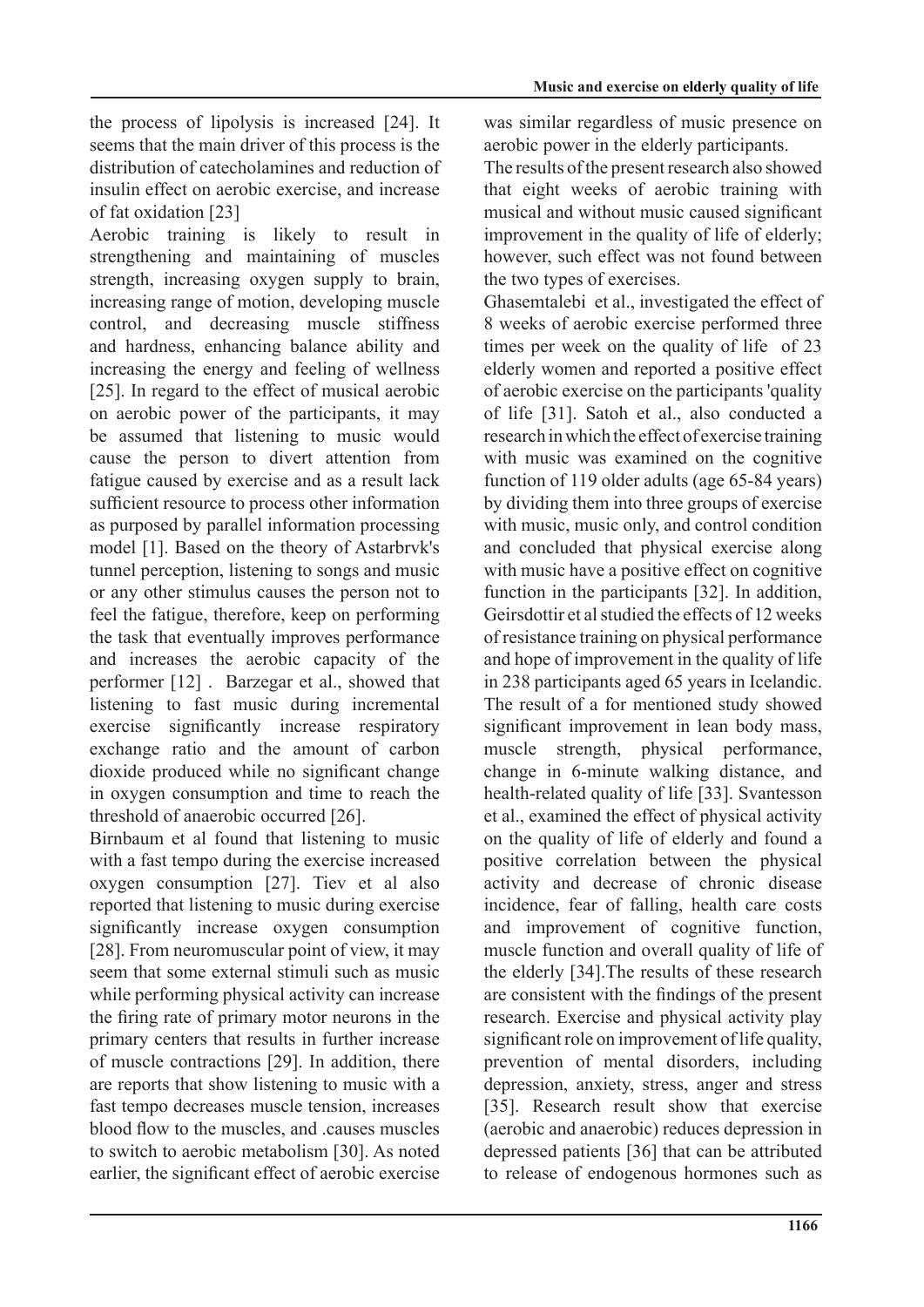the process of lipolysis is increased [24]. It seems that the main driver of this process is the distribution of catecholamines and reduction of insulin effect on aerobic exercise, and increase of fat oxidation [23]

Aerobic training is likely to result in strengthening and maintaining of muscles strength, increasing oxygen supply to brain, increasing range of motion, developing muscle control, and decreasing muscle stiffness and hardness, enhancing balance ability and increasing the energy and feeling of wellness [25]. In regard to the effect of musical aerobic on aerobic power of the participants, it may be assumed that listening to music would cause the person to divert attention from fatigue caused by exercise and as a result lack sufficient resource to process other information as purposed by parallel information processing model [1]. Based on the theory of Astarbrvk's tunnel perception, listening to songs and music or any other stimulus causes the person not to feel the fatigue, therefore, keep on performing the task that eventually improves performance and increases the aerobic capacity of the performer [12] . Barzegar et al., showed that listening to fast music during incremental exercise significantly increase respiratory exchange ratio and the amount of carbon dioxide produced while no significant change in oxygen consumption and time to reach the threshold of anaerobic occurred [26].

Birnbaum et al found that listening to music with a fast tempo during the exercise increased oxygen consumption [27]. Tiev et al also reported that listening to music during exercise significantly increase oxygen consumption [28]. From neuromuscular point of view, it may seem that some external stimuli such as music while performing physical activity can increase the firing rate of primary motor neurons in the primary centers that results in further increase of muscle contractions [29]. In addition, there are reports that show listening to music with a fast tempo decreases muscle tension, increases blood flow to the muscles, and .causes muscles to switch to aerobic metabolism [30]. As noted earlier, the significant effect of aerobic exercise was similar regardless of music presence on aerobic power in the elderly participants.

The results of the present research also showed that eight weeks of aerobic training with musical and without music caused significant improvement in the quality of life of elderly; however, such effect was not found between the two types of exercises.

Ghasemtalebi et al., investigated the effect of 8 weeks of aerobic exercise performed three times per week on the quality of life of 23 elderly women and reported a positive effect of aerobic exercise on the participants 'quality of life [31]. Satoh et al., also conducted a research in which the effect of exercise training with music was examined on the cognitive function of 119 older adults (age 65-84 years) by dividing them into three groups of exercise with music, music only, and control condition and concluded that physical exercise along with music have a positive effect on cognitive function in the participants [32]. In addition, Geirsdottir et al studied the effects of 12 weeks of resistance training on physical performance and hope of improvement in the quality of life in 238 participants aged 65 years in Icelandic. The result of a for mentioned study showed significant improvement in lean body mass, muscle strength, physical performance, change in 6-minute walking distance, and health-related quality of life [33]. Svantesson et al., examined the effect of physical activity on the quality of life of elderly and found a positive correlation between the physical activity and decrease of chronic disease incidence, fear of falling, health care costs and improvement of cognitive function, muscle function and overall quality of life of the elderly [34].The results of these research are consistent with the findings of the present research. Exercise and physical activity play significant role on improvement of life quality, prevention of mental disorders, including depression, anxiety, stress, anger and stress [35]. Research result show that exercise (aerobic and anaerobic) reduces depression in depressed patients [36] that can be attributed to release of endogenous hormones such as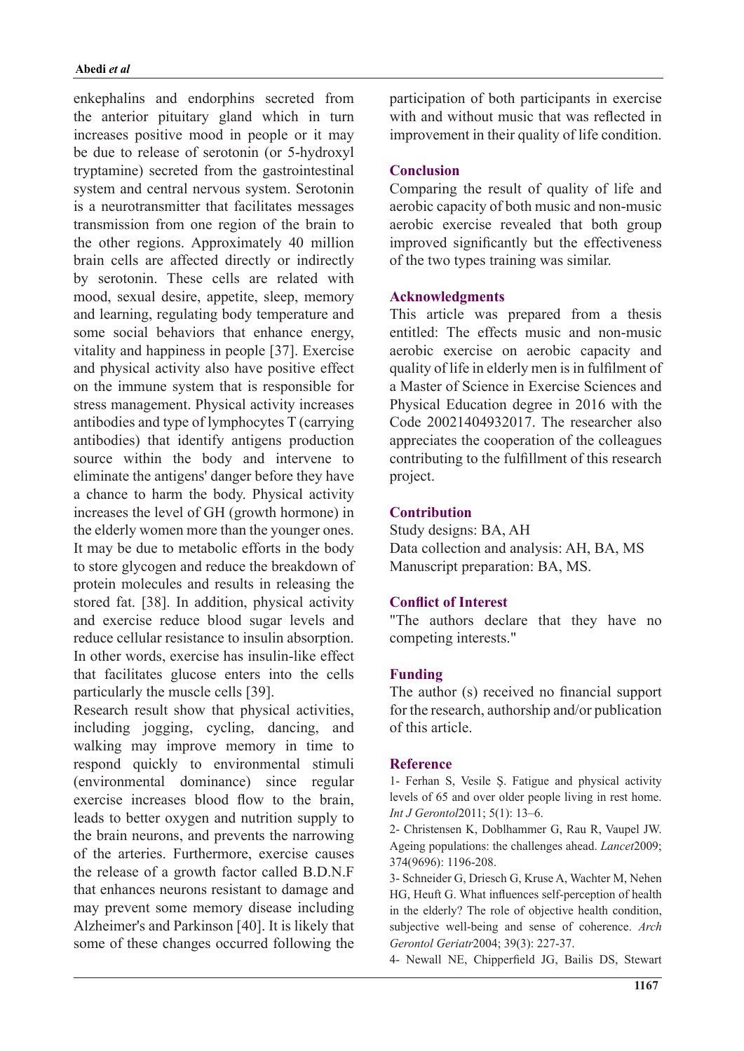enkephalins and endorphins secreted from the anterior pituitary gland which in turn increases positive mood in people or it may be due to release of serotonin (or 5-hydroxyl tryptamine) secreted from the gastrointestinal system and central nervous system. Serotonin is a neurotransmitter that facilitates messages transmission from one region of the brain to the other regions. Approximately 40 million brain cells are affected directly or indirectly by serotonin. These cells are related with mood, sexual desire, appetite, sleep, memory and learning, regulating body temperature and some social behaviors that enhance energy, vitality and happiness in people [37]. Exercise and physical activity also have positive effect on the immune system that is responsible for stress management. Physical activity increases antibodies and type of lymphocytes T (carrying antibodies) that identify antigens production source within the body and intervene to eliminate the antigens' danger before they have a chance to harm the body. Physical activity increases the level of GH (growth hormone) in the elderly women more than the younger ones. It may be due to metabolic efforts in the body to store glycogen and reduce the breakdown of protein molecules and results in releasing the stored fat. [38]. In addition, physical activity and exercise reduce blood sugar levels and reduce cellular resistance to insulin absorption. In other words, exercise has insulin-like effect that facilitates glucose enters into the cells particularly the muscle cells [39].

Research result show that physical activities, including jogging, cycling, dancing, and walking may improve memory in time to respond quickly to environmental stimuli (environmental dominance) since regular exercise increases blood flow to the brain, leads to better oxygen and nutrition supply to the brain neurons, and prevents the narrowing of the arteries. Furthermore, exercise causes the release of a growth factor called B.D.N.F that enhances neurons resistant to damage and may prevent some memory disease including Alzheimer's and Parkinson [40]. It is likely that some of these changes occurred following the participation of both participants in exercise with and without music that was reflected in improvement in their quality of life condition.

## Conclusion

Comparing the result of quality of life and aerobic capacity of both music and non-music aerobic exercise revealed that both group improved significantly but the effectiveness of the two types training was similar.

## Acknowledgments

This article was prepared from a thesis entitled: The effects music and non-music aerobic exercise on aerobic capacity and quality of life in elderly men is in fulfilment of a Master of Science in Exercise Sciences and Physical Education degree in 2016 with the Code 20021404932017. The researcher also appreciates the cooperation of the colleagues contributing to the fulfillment of this research project.

## Contribution

Study designs: BA, AH

Data collection and analysis: AH, BA, MS

Manuscript preparation: BA, MS.

## Conflict of Interest

"The authors declare that they have no competing interests."

## Funding

The author (s) received no financial support for the research, authorship and/or publication of this article.

## Reference

1- Ferhan S, Vesile Ş. Fatigue and physical activity levels of 65 and over older people living in rest home. *Int J Gerontol*2011; 5(1): 13–6.

2- Christensen K, Doblhammer G, Rau R, Vaupel JW. Ageing populations: the challenges ahead. *Lancet*2009; 374(9696): 1196-208.

3- Schneider G, Driesch G, Kruse A, Wachter M, Nehen HG, Heuft G. What influences self-perception of health in the elderly? The role of objective health condition, subjective well-being and sense of coherence. *Arch Gerontol Geriatr*2004; 39(3): 227-37.

4- Newall NE, Chipperfield JG, Bailis DS, Stewart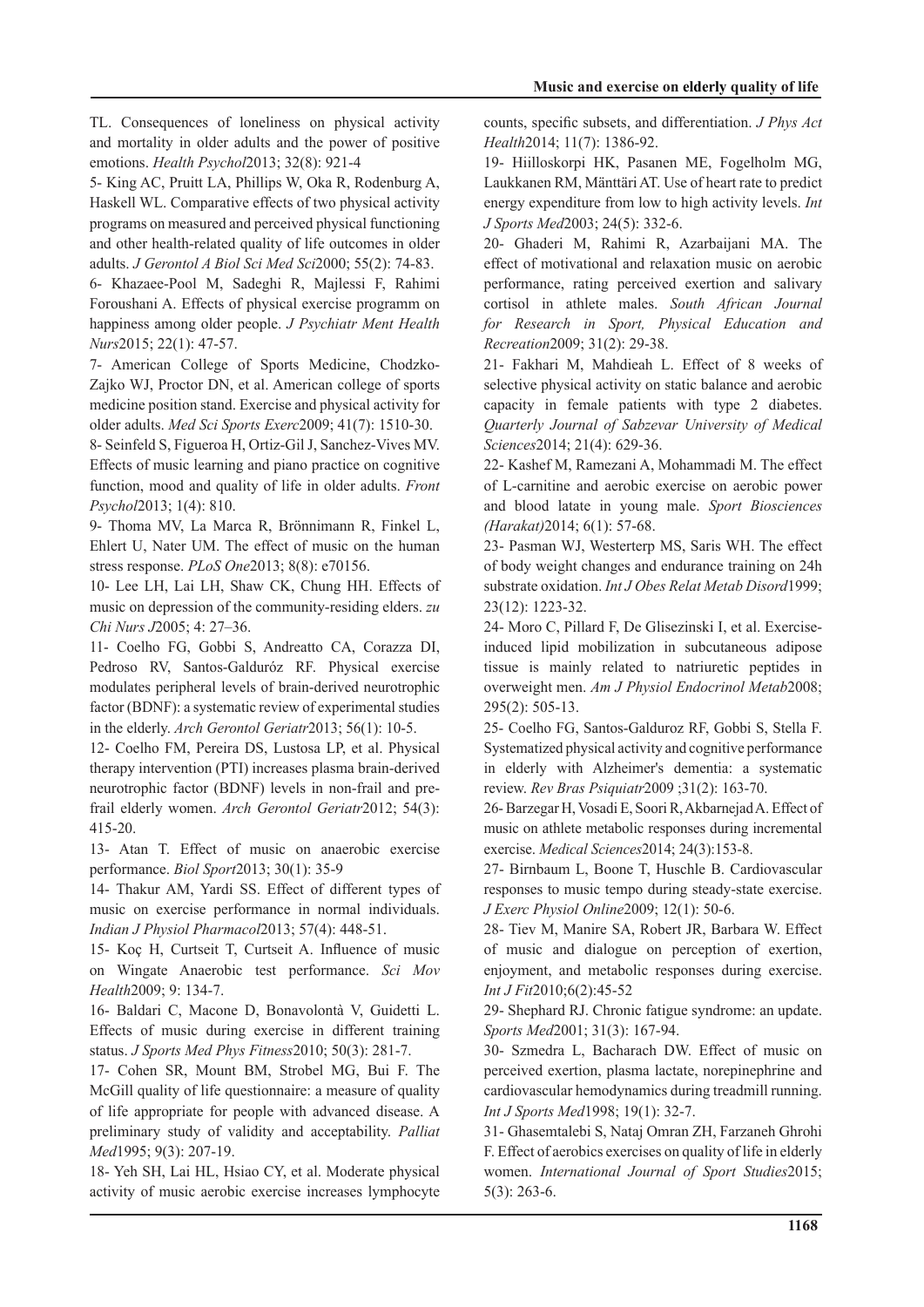TL. Consequences of loneliness on physical activity and mortality in older adults and the power of positive emotions. *Health Psychol*2013; 32(8): 921-4

5- King AC, Pruitt LA, Phillips W, Oka R, Rodenburg A, Haskell WL. Comparative effects of two physical activity programs on measured and perceived physical functioning and other health-related quality of life outcomes in older adults. *J Gerontol A Biol Sci Med Sci*2000; 55(2): 74-83.

6- Khazaee-Pool M, Sadeghi R, Majlessi F, Rahimi Foroushani A. Effects of physical exercise programm on happiness among older people. *J Psychiatr Ment Health Nurs*2015; 22(1): 47-57.

7- American College of Sports Medicine, Chodzko-Zajko WJ, Proctor DN, et al. American college of sports medicine position stand. Exercise and physical activity for older adults. *Med Sci Sports Exerc*2009; 41(7): 1510-30.

8- Seinfeld S, Figueroa H, Ortiz-Gil J, Sanchez-Vives MV. Effects of music learning and piano practice on cognitive function, mood and quality of life in older adults. *Front Psychol*2013; 1(4): 810.

9- Thoma MV, La Marca R, Brönnimann R, Finkel L, Ehlert U, Nater UM. The effect of music on the human stress response. *PLoS One*2013; 8(8): e70156.

10- Lee LH, Lai LH, Shaw CK, Chung HH. Effects of music on depression of the community-residing elders. *zu Chi Nurs J*2005; 4: 27–36.

11- Coelho FG, Gobbi S, Andreatto CA, Corazza DI, Pedroso RV, Santos-Galduróz RF. Physical exercise modulates peripheral levels of brain-derived neurotrophic factor (BDNF): a systematic review of experimental studies in the elderly. *Arch Gerontol Geriatr*2013; 56(1): 10-5.

12- Coelho FM, Pereira DS, Lustosa LP, et al. Physical therapy intervention (PTI) increases plasma brain-derived neurotrophic factor (BDNF) levels in non-frail and pre-frail elderly women. *Arch Gerontol Geriatr*2012; 54(3): 415-20.

13- Atan T. Effect of music on anaerobic exercise performance. *Biol Sport*2013; 30(1): 35-9

14- Thakur AM, Yardi SS. Effect of different types of music on exercise performance in normal individuals. *Indian J Physiol Pharmacol*2013; 57(4): 448-51.

15- Koç H, Curtseit T, Curtseit A. Influence of music on Wingate Anaerobic test performance. *Sci Mov Health*2009; 9: 134-7.

16- Baldari C, Macone D, Bonavolontà V, Guidetti L. Effects of music during exercise in different training status. *J Sports Med Phys Fitness*2010; 50(3): 281-7.

17- Cohen SR, Mount BM, Strobel MG, Bui F. The McGill quality of life questionnaire: a measure of quality of life appropriate for people with advanced disease. A preliminary study of validity and acceptability. *Palliat Med*1995; 9(3): 207-19.

18- Yeh SH, Lai HL, Hsiao CY, et al. Moderate physical activity of music aerobic exercise increases lymphocyte counts, specific subsets, and differentiation. *J Phys Act Health*2014; 11(7): 1386-92.

19- Hiilloskorpi HK, Pasanen ME, Fogelholm MG, Laukkanen RM, Mänttäri AT. Use of heart rate to predict energy expenditure from low to high activity levels. *Int J Sports Med*2003; 24(5): 332-6.

20- Ghaderi M, Rahimi R, Azarbaijani MA. The effect of motivational and relaxation music on aerobic performance, rating perceived exertion and salivary cortisol in athlete males. *South African Journal for Research in Sport, Physical Education and Recreation*2009; 31(2): 29-38.

21- Fakhari M, Mahdieah L. Effect of 8 weeks of selective physical activity on static balance and aerobic capacity in female patients with type 2 diabetes. *Quarterly Journal of Sabzevar University of Medical Sciences*2014; 21(4): 629-36.

22- Kashef M, Ramezani A, Mohammadi M. The effect of L-carnitine and aerobic exercise on aerobic power and blood latate in young male. *Sport Biosciences (Harakat)*2014; 6(1): 57-68.

23- Pasman WJ, Westerterp MS, Saris WH. The effect of body weight changes and endurance training on 24h substrate oxidation. *Int J Obes Relat Metab Disord*1999; 23(12): 1223-32.

24- Moro C, Pillard F, De Glisezinski I, et al. Exercise-induced lipid mobilization in subcutaneous adipose tissue is mainly related to natriuretic peptides in overweight men. *Am J Physiol Endocrinol Metab*2008; 295(2): 505-13.

25- Coelho FG, Santos-Galduroz RF, Gobbi S, Stella F. Systematized physical activity and cognitive performance in elderly with Alzheimer's dementia: a systematic review. *Rev Bras Psiquiatr*2009 ;31(2): 163-70.

26- Barzegar H, Vosadi E, Soori R, Akbarnejad A. Effect of music on athlete metabolic responses during incremental exercise. *Medical Sciences*2014; 24(3):153-8.

27- Birnbaum L, Boone T, Huschle B. Cardiovascular responses to music tempo during steady-state exercise. *J Exerc Physiol Online*2009; 12(1): 50-6.

28- Tiev M, Manire SA, Robert JR, Barbara W. Effect of music and dialogue on perception of exertion, enjoyment, and metabolic responses during exercise. *Int J Fit*2010;6(2):45-52

29- Shephard RJ. Chronic fatigue syndrome: an update. *Sports Med*2001; 31(3): 167-94.

30- Szmedra L, Bacharach DW. Effect of music on perceived exertion, plasma lactate, norepinephrine and cardiovascular hemodynamics during treadmill running. *Int J Sports Med*1998; 19(1): 32-7.

31- Ghasemtalebi S, Nataj Omran ZH, Farzaneh Ghrohi F. Effect of aerobics exercises on quality of life in elderly women. *International Journal of Sport Studies*2015; 5(3): 263-6.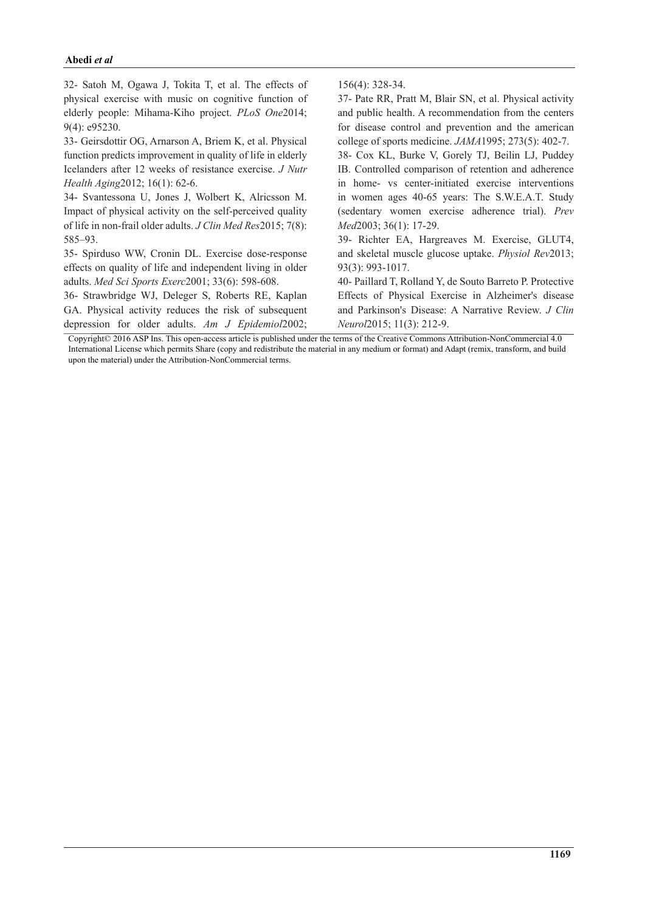32- Satoh M, Ogawa J, Tokita T, et al. The effects of physical exercise with music on cognitive function of elderly people: Mihama-Kiho project. *PLoS One*2014; 9(4): e95230.

33- Geirsdottir OG, Arnarson A, Briem K, et al. Physical function predicts improvement in quality of life in elderly Icelanders after 12 weeks of resistance exercise. *J Nutr Health Aging*2012; 16(1): 62-6.

34- Svantessona U, Jones J, Wolbert K, Alricsson M. Impact of physical activity on the self-perceived quality of life in non-frail older adults. *J Clin Med Res*2015; 7(8): 585–93.

35- Spirduso WW, Cronin DL. Exercise dose-response effects on quality of life and independent living in older adults. *Med Sci Sports Exerc*2001; 33(6): 598-608.

36- Strawbridge WJ, Deleger S, Roberts RE, Kaplan GA. Physical activity reduces the risk of subsequent depression for older adults. *Am J Epidemiol*2002; 156(4): 328-34.

37- Pate RR, Pratt M, Blair SN, et al. Physical activity and public health. A recommendation from the centers for disease control and prevention and the american college of sports medicine. *JAMA*1995; 273(5): 402-7.

38- Cox KL, Burke V, Gorely TJ, Beilin LJ, Puddey IB. Controlled comparison of retention and adherence in home- vs center-initiated exercise interventions in women ages 40-65 years: The S.W.E.A.T. Study (sedentary women exercise adherence trial). *Prev Med*2003; 36(1): 17-29.

39- Richter EA, Hargreaves M. Exercise, GLUT4, and skeletal muscle glucose uptake. *Physiol Rev*2013; 93(3): 993-1017.

40- Paillard T, Rolland Y, de Souto Barreto P. Protective Effects of Physical Exercise in Alzheimer's disease and Parkinson's Disease: A Narrative Review. *J Clin Neurol*2015; 11(3): 212-9.

Copyright© 2016 ASP Ins. This open-access article is published under the terms of the Creative Commons Attribution-NonCommercial 4.0 International License which permits Share (copy and redistribute the material in any medium or format) and Adapt (remix, transform, and build upon the material) under the Attribution-NonCommercial terms.